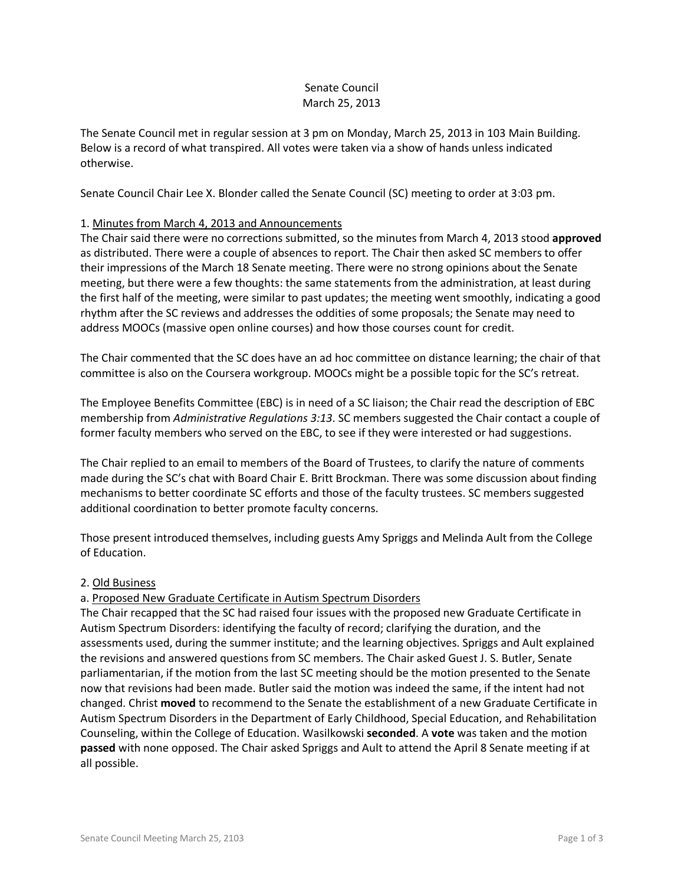Senate Council
March 25, 2013

The Senate Council met in regular session at 3 pm on Monday, March 25, 2013 in 103 Main Building. Below is a record of what transpired. All votes were taken via a show of hands unless indicated otherwise.

Senate Council Chair Lee X. Blonder called the Senate Council (SC) meeting to order at 3:03 pm.

1. Minutes from March 4, 2013 and Announcements

The Chair said there were no corrections submitted, so the minutes from March 4, 2013 stood **approved** as distributed. There were a couple of absences to report. The Chair then asked SC members to offer their impressions of the March 18 Senate meeting. There were no strong opinions about the Senate meeting, but there were a few thoughts: the same statements from the administration, at least during the first half of the meeting, were similar to past updates; the meeting went smoothly, indicating a good rhythm after the SC reviews and addresses the oddities of some proposals; the Senate may need to address MOOCs (massive open online courses) and how those courses count for credit.

The Chair commented that the SC does have an ad hoc committee on distance learning; the chair of that committee is also on the Coursera workgroup. MOOCs might be a possible topic for the SC's retreat.

The Employee Benefits Committee (EBC) is in need of a SC liaison; the Chair read the description of EBC membership from *Administrative Regulations 3:13*. SC members suggested the Chair contact a couple of former faculty members who served on the EBC, to see if they were interested or had suggestions.

The Chair replied to an email to members of the Board of Trustees, to clarify the nature of comments made during the SC's chat with Board Chair E. Britt Brockman. There was some discussion about finding mechanisms to better coordinate SC efforts and those of the faculty trustees. SC members suggested additional coordination to better promote faculty concerns.

Those present introduced themselves, including guests Amy Spriggs and Melinda Ault from the College of Education.

2. Old Business

a. Proposed New Graduate Certificate in Autism Spectrum Disorders

The Chair recapped that the SC had raised four issues with the proposed new Graduate Certificate in Autism Spectrum Disorders: identifying the faculty of record; clarifying the duration, and the assessments used, during the summer institute; and the learning objectives. Spriggs and Ault explained the revisions and answered questions from SC members. The Chair asked Guest J. S. Butler, Senate parliamentarian, if the motion from the last SC meeting should be the motion presented to the Senate now that revisions had been made. Butler said the motion was indeed the same, if the intent had not changed. Christ **moved** to recommend to the Senate the establishment of a new Graduate Certificate in Autism Spectrum Disorders in the Department of Early Childhood, Special Education, and Rehabilitation Counseling, within the College of Education. Wasilkowski **seconded**. A **vote** was taken and the motion **passed** with none opposed. The Chair asked Spriggs and Ault to attend the April 8 Senate meeting if at all possible.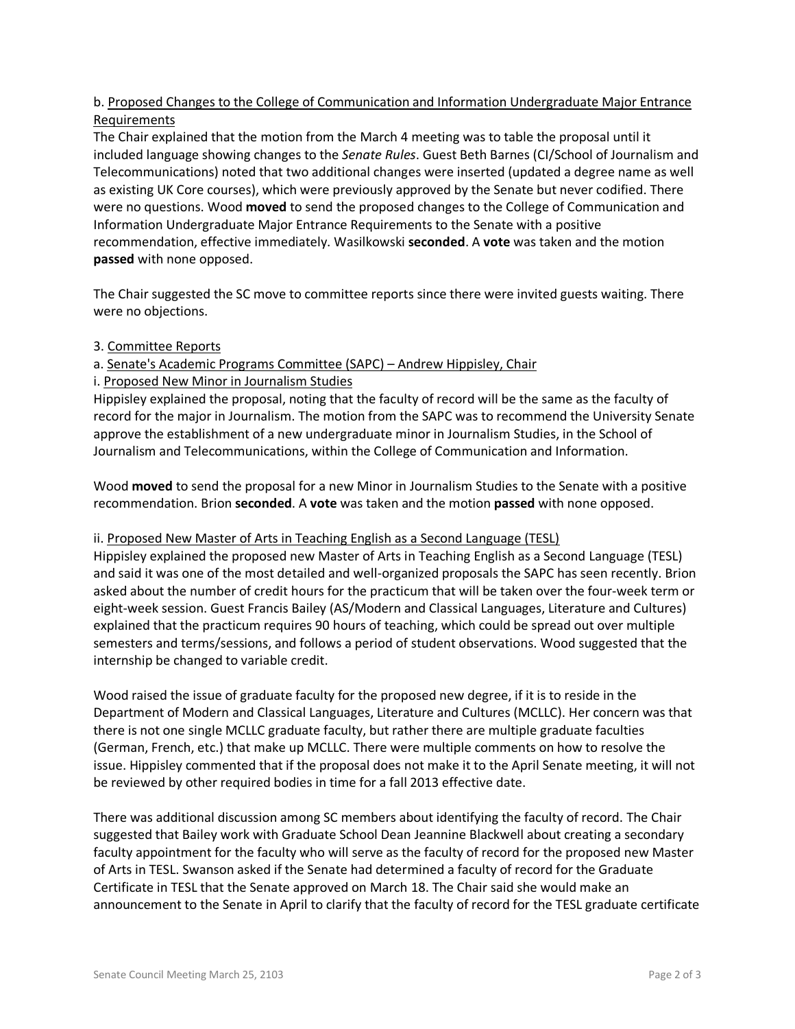b. Proposed Changes to the College of Communication and Information Undergraduate Major Entrance Requirements

The Chair explained that the motion from the March 4 meeting was to table the proposal until it included language showing changes to the *Senate Rules*. Guest Beth Barnes (CI/School of Journalism and Telecommunications) noted that two additional changes were inserted (updated a degree name as well as existing UK Core courses), which were previously approved by the Senate but never codified. There were no questions. Wood **moved** to send the proposed changes to the College of Communication and Information Undergraduate Major Entrance Requirements to the Senate with a positive recommendation, effective immediately. Wasilkowski **seconded**. A **vote** was taken and the motion **passed** with none opposed.

The Chair suggested the SC move to committee reports since there were invited guests waiting. There were no objections.

3. Committee Reports

a. Senate's Academic Programs Committee (SAPC) – Andrew Hippisley, Chair

i. Proposed New Minor in Journalism Studies

Hippisley explained the proposal, noting that the faculty of record will be the same as the faculty of record for the major in Journalism. The motion from the SAPC was to recommend the University Senate approve the establishment of a new undergraduate minor in Journalism Studies, in the School of Journalism and Telecommunications, within the College of Communication and Information.

Wood **moved** to send the proposal for a new Minor in Journalism Studies to the Senate with a positive recommendation. Brion **seconded**. A **vote** was taken and the motion **passed** with none opposed.

ii. Proposed New Master of Arts in Teaching English as a Second Language (TESL)

Hippisley explained the proposed new Master of Arts in Teaching English as a Second Language (TESL) and said it was one of the most detailed and well-organized proposals the SAPC has seen recently. Brion asked about the number of credit hours for the practicum that will be taken over the four-week term or eight-week session. Guest Francis Bailey (AS/Modern and Classical Languages, Literature and Cultures) explained that the practicum requires 90 hours of teaching, which could be spread out over multiple semesters and terms/sessions, and follows a period of student observations. Wood suggested that the internship be changed to variable credit.

Wood raised the issue of graduate faculty for the proposed new degree, if it is to reside in the Department of Modern and Classical Languages, Literature and Cultures (MCLLC). Her concern was that there is not one single MCLLC graduate faculty, but rather there are multiple graduate faculties (German, French, etc.) that make up MCLLC. There were multiple comments on how to resolve the issue. Hippisley commented that if the proposal does not make it to the April Senate meeting, it will not be reviewed by other required bodies in time for a fall 2013 effective date.

There was additional discussion among SC members about identifying the faculty of record. The Chair suggested that Bailey work with Graduate School Dean Jeannine Blackwell about creating a secondary faculty appointment for the faculty who will serve as the faculty of record for the proposed new Master of Arts in TESL. Swanson asked if the Senate had determined a faculty of record for the Graduate Certificate in TESL that the Senate approved on March 18. The Chair said she would make an announcement to the Senate in April to clarify that the faculty of record for the TESL graduate certificate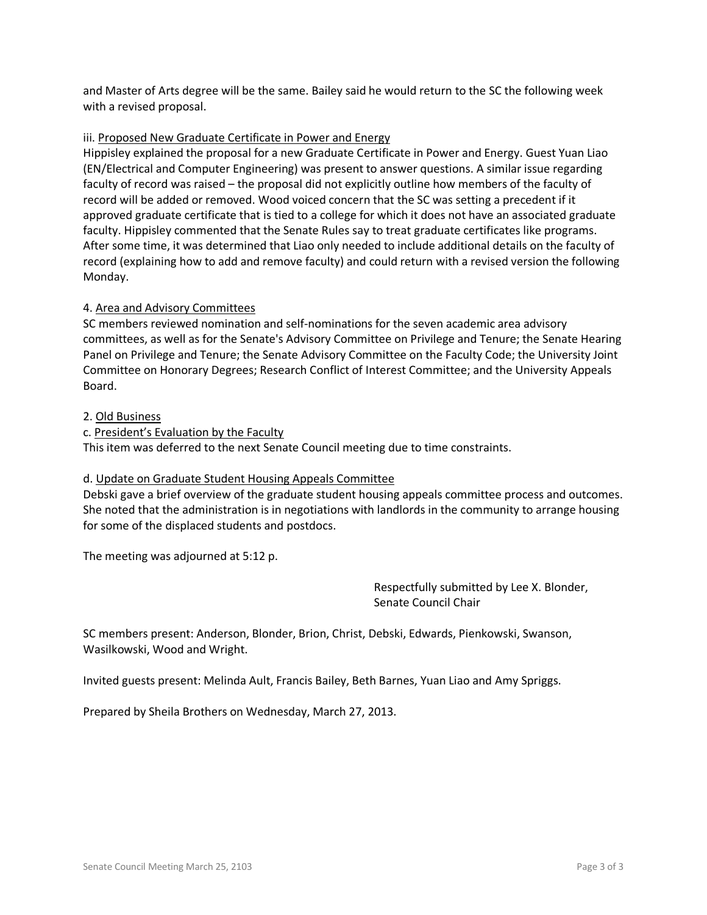and Master of Arts degree will be the same. Bailey said he would return to the SC the following week with a revised proposal.

iii. Proposed New Graduate Certificate in Power and Energy

Hippisley explained the proposal for a new Graduate Certificate in Power and Energy. Guest Yuan Liao (EN/Electrical and Computer Engineering) was present to answer questions. A similar issue regarding faculty of record was raised – the proposal did not explicitly outline how members of the faculty of record will be added or removed. Wood voiced concern that the SC was setting a precedent if it approved graduate certificate that is tied to a college for which it does not have an associated graduate faculty. Hippisley commented that the Senate Rules say to treat graduate certificates like programs. After some time, it was determined that Liao only needed to include additional details on the faculty of record (explaining how to add and remove faculty) and could return with a revised version the following Monday.

4. Area and Advisory Committees

SC members reviewed nomination and self-nominations for the seven academic area advisory committees, as well as for the Senate's Advisory Committee on Privilege and Tenure; the Senate Hearing Panel on Privilege and Tenure; the Senate Advisory Committee on the Faculty Code; the University Joint Committee on Honorary Degrees; Research Conflict of Interest Committee; and the University Appeals Board.

2. Old Business

c. President's Evaluation by the Faculty

This item was deferred to the next Senate Council meeting due to time constraints.

d. Update on Graduate Student Housing Appeals Committee

Debski gave a brief overview of the graduate student housing appeals committee process and outcomes. She noted that the administration is in negotiations with landlords in the community to arrange housing for some of the displaced students and postdocs.

The meeting was adjourned at 5:12 p.

Respectfully submitted by Lee X. Blonder,
Senate Council Chair

SC members present: Anderson, Blonder, Brion, Christ, Debski, Edwards, Pienkowski, Swanson, Wasilkowski, Wood and Wright.

Invited guests present: Melinda Ault, Francis Bailey, Beth Barnes, Yuan Liao and Amy Spriggs.

Prepared by Sheila Brothers on Wednesday, March 27, 2013.